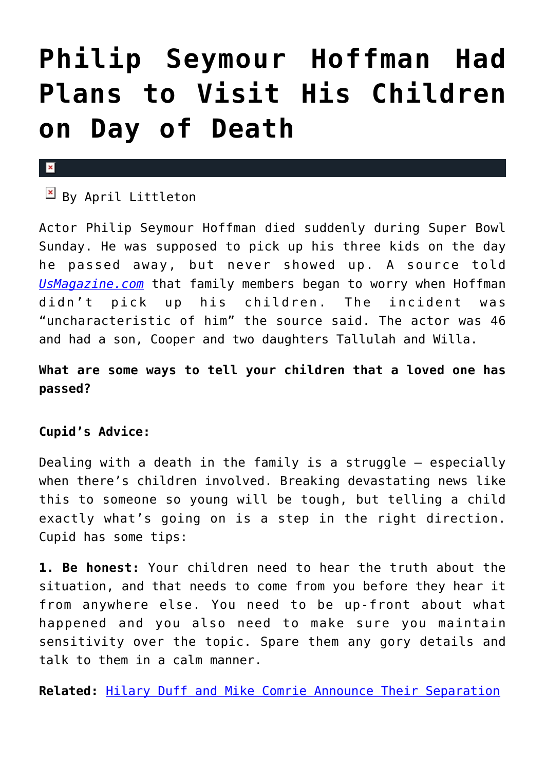# Philip Seymour Hoffman Had Plans to Visit His Children on Day of Death

By April Littleton

Actor Philip Seymour Hoffman died suddenly during Super Bowl Sunday. He was supposed to pick up his three kids on the day he passed away, but never showed up. A source told *UsMagazine.com* that family members began to worry when Hoffman didn't pick up his children. The incident was "uncharacteristic of him" the source said. The actor was 46 and had a son, Cooper and two daughters Tallulah and Willa.

**What are some ways to tell your children that a loved one has passed?**

**Cupid's Advice:**

Dealing with a death in the family is a struggle – especially when there's children involved. Breaking devastating news like this to someone so young will be tough, but telling a child exactly what's going on is a step in the right direction. Cupid has some tips:

**1. Be honest:** Your children need to hear the truth about the situation, and that needs to come from you before they hear it from anywhere else. You need to be up-front about what happened and you also need to make sure you maintain sensitivity over the topic. Spare them any gory details and talk to them in a calm manner.

**Related:** Hilary Duff and Mike Comrie Announce Their Separation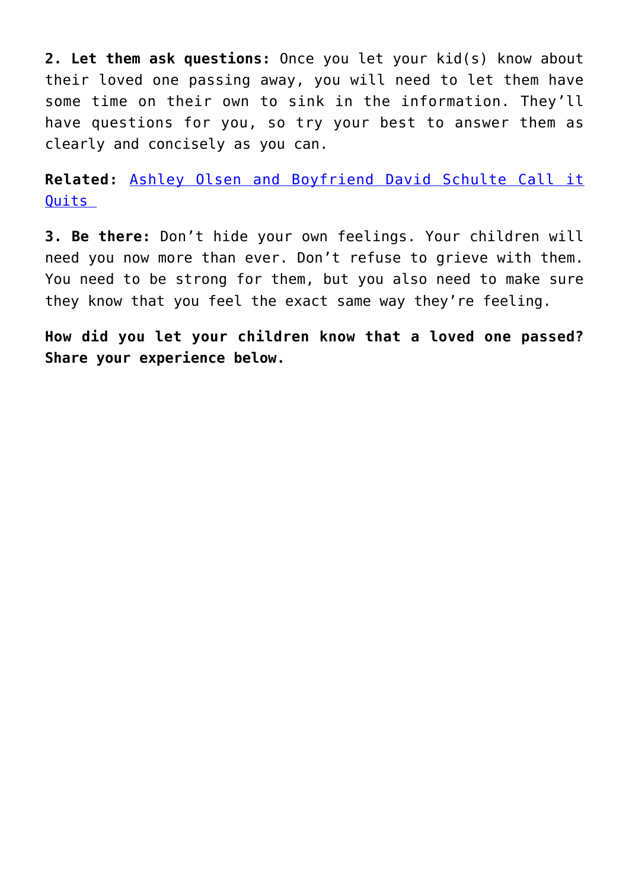**2. Let them ask questions:** Once you let your kid(s) know about their loved one passing away, you will need to let them have some time on their own to sink in the information. They'll have questions for you, so try your best to answer them as clearly and concisely as you can.

**Related:** Ashley Olsen and Boyfriend David Schulte Call it Quits

**3. Be there:** Don't hide your own feelings. Your children will need you now more than ever. Don't refuse to grieve with them. You need to be strong for them, but you also need to make sure they know that you feel the exact same way they're feeling.

**How did you let your children know that a loved one passed? Share your experience below.**